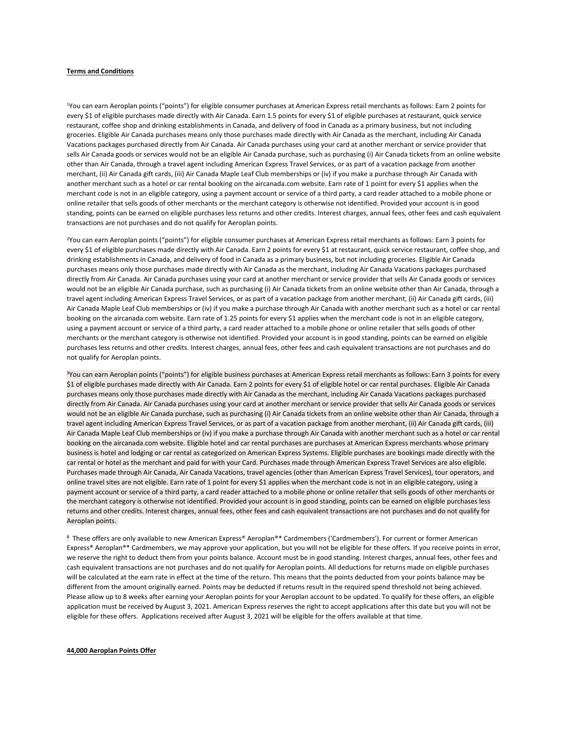**Terms and Conditions**

[1]You can earn Aeroplan points ("points") for eligible consumer purchases at American Express retail merchants as follows: Earn 2 points for every $1 of eligible purchases made directly with Air Canada. Earn 1.5 points for every $1 of eligible purchases at restaurant, quick service restaurant, coffee shop and drinking establishments in Canada, and delivery of food in Canada as a primary business, but not including groceries. Eligible Air Canada purchases means only those purchases made directly with Air Canada as the merchant, including Air Canada Vacations packages purchased directly from Air Canada. Air Canada purchases using your card at another merchant or service provider that sells Air Canada goods or services would not be an eligible Air Canada purchase, such as purchasing (i) Air Canada tickets from an online website other than Air Canada, through a travel agent including American Express Travel Services, or as part of a vacation package from another merchant, (ii) Air Canada gift cards, (iii) Air Canada Maple Leaf Club memberships or (iv) if you make a purchase through Air Canada with another merchant such as a hotel or car rental booking on the aircanada.com website. Earn rate of 1 point for every $1 applies when the merchant code is not in an eligible category, using a payment account or service of a third party, a card reader attached to a mobile phone or online retailer that sells goods of other merchants or the merchant category is otherwise not identified. Provided your account is in good standing, points can be earned on eligible purchases less returns and other credits. Interest charges, annual fees, other fees and cash equivalent transactions are not purchases and do not qualify for Aeroplan points.

[2]You can earn Aeroplan points ("points") for eligible consumer purchases at American Express retail merchants as follows: Earn 3 points for every $1 of eligible purchases made directly with Air Canada. Earn 2 points for every $1 at restaurant, quick service restaurant, coffee shop, and drinking establishments in Canada, and delivery of food in Canada as a primary business, but not including groceries. Eligible Air Canada purchases means only those purchases made directly with Air Canada as the merchant, including Air Canada Vacations packages purchased directly from Air Canada. Air Canada purchases using your card at another merchant or service provider that sells Air Canada goods or services would not be an eligible Air Canada purchase, such as purchasing (i) Air Canada tickets from an online website other than Air Canada, through a travel agent including American Express Travel Services, or as part of a vacation package from another merchant, (ii) Air Canada gift cards, (iii) Air Canada Maple Leaf Club memberships or (iv) if you make a purchase through Air Canada with another merchant such as a hotel or car rental booking on the aircanada.com website. Earn rate of 1.25 points for every $1 applies when the merchant code is not in an eligible category, using a payment account or service of a third party, a card reader attached to a mobile phone or online retailer that sells goods of other merchants or the merchant category is otherwise not identified. Provided your account is in good standing, points can be earned on eligible purchases less returns and other credits. Interest charges, annual fees, other fees and cash equivalent transactions are not purchases and do not qualify for Aeroplan points.

[3]You can earn Aeroplan points ("points") for eligible business purchases at American Express retail merchants as follows: Earn 3 points for every $1 of eligible purchases made directly with Air Canada. Earn 2 points for every $1 of eligible hotel or car rental purchases. Eligible Air Canada purchases means only those purchases made directly with Air Canada as the merchant, including Air Canada Vacations packages purchased directly from Air Canada. Air Canada purchases using your card at another merchant or service provider that sells Air Canada goods or services would not be an eligible Air Canada purchase, such as purchasing (i) Air Canada tickets from an online website other than Air Canada, through a travel agent including American Express Travel Services, or as part of a vacation package from another merchant, (ii) Air Canada gift cards, (iii) Air Canada Maple Leaf Club memberships or (iv) if you make a purchase through Air Canada with another merchant such as a hotel or car rental booking on the aircanada.com website. Eligible hotel and car rental purchases are purchases at American Express merchants whose primary business is hotel and lodging or car rental as categorized on American Express Systems. Eligible purchases are bookings made directly with the car rental or hotel as the merchant and paid for with your Card. Purchases made through American Express Travel Services are also eligible. Purchases made through Air Canada, Air Canada Vacations, travel agencies (other than American Express Travel Services), tour operators, and online travel sites are not eligible. Earn rate of 1 point for every $1 applies when the merchant code is not in an eligible category, using a payment account or service of a third party, a card reader attached to a mobile phone or online retailer that sells goods of other merchants or the merchant category is otherwise not identified. Provided your account is in good standing, points can be earned on eligible purchases less returns and other credits. Interest charges, annual fees, other fees and cash equivalent transactions are not purchases and do not qualify for Aeroplan points.

[4] These offers are only available to new American Express® Aeroplan®* Cardmembers ('Cardmembers'). For current or former American Express® Aeroplan®* Cardmembers, we may approve your application, but you will not be eligible for these offers. If you receive points in error, we reserve the right to deduct them from your points balance. Account must be in good standing. Interest charges, annual fees, other fees and cash equivalent transactions are not purchases and do not qualify for Aeroplan points. All deductions for returns made on eligible purchases will be calculated at the earn rate in effect at the time of the return. This means that the points deducted from your points balance may be different from the amount originally earned. Points may be deducted if returns result in the required spend threshold not being achieved. Please allow up to 8 weeks after earning your Aeroplan points for your Aeroplan account to be updated. To qualify for these offers, an eligible application must be received by August 3, 2021. American Express reserves the right to accept applications after this date but you will not be eligible for these offers. Applications received after August 3, 2021 will be eligible for the offers available at that time.

**44,000 Aeroplan Points Offer**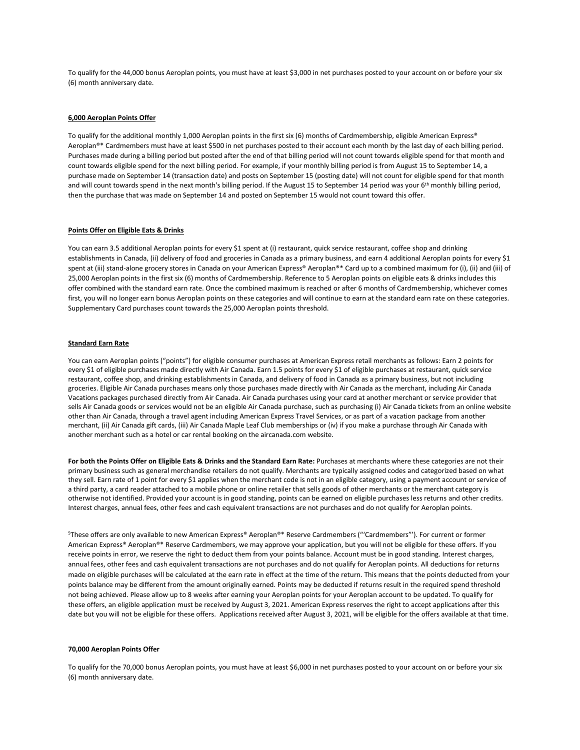To qualify for the 44,000 bonus Aeroplan points, you must have at least $3,000 in net purchases posted to your account on or before your six (6) month anniversary date.

**6,000 Aeroplan Points Offer**

To qualify for the additional monthly 1,000 Aeroplan points in the first six (6) months of Cardmembership, eligible American Express® Aeroplan®* Cardmembers must have at least $500 in net purchases posted to their account each month by the last day of each billing period. Purchases made during a billing period but posted after the end of that billing period will not count towards eligible spend for that month and count towards eligible spend for the next billing period. For example, if your monthly billing period is from August 15 to September 14, a purchase made on September 14 (transaction date) and posts on September 15 (posting date) will not count for eligible spend for that month and will count towards spend in the next month's billing period. If the August 15 to September 14 period was your 6th monthly billing period, then the purchase that was made on September 14 and posted on September 15 would not count toward this offer.

**Points Offer on Eligible Eats & Drinks**

You can earn 3.5 additional Aeroplan points for every $1 spent at (i) restaurant, quick service restaurant, coffee shop and drinking establishments in Canada, (ii) delivery of food and groceries in Canada as a primary business, and earn 4 additional Aeroplan points for every $1 spent at (iii) stand-alone grocery stores in Canada on your American Express® Aeroplan®* Card up to a combined maximum for (i), (ii) and (iii) of 25,000 Aeroplan points in the first six (6) months of Cardmembership. Reference to 5 Aeroplan points on eligible eats & drinks includes this offer combined with the standard earn rate. Once the combined maximum is reached or after 6 months of Cardmembership, whichever comes first, you will no longer earn bonus Aeroplan points on these categories and will continue to earn at the standard earn rate on these categories. Supplementary Card purchases count towards the 25,000 Aeroplan points threshold.

**Standard Earn Rate**

You can earn Aeroplan points ("points") for eligible consumer purchases at American Express retail merchants as follows: Earn 2 points for every $1 of eligible purchases made directly with Air Canada. Earn 1.5 points for every $1 of eligible purchases at restaurant, quick service restaurant, coffee shop, and drinking establishments in Canada, and delivery of food in Canada as a primary business, but not including groceries. Eligible Air Canada purchases means only those purchases made directly with Air Canada as the merchant, including Air Canada Vacations packages purchased directly from Air Canada. Air Canada purchases using your card at another merchant or service provider that sells Air Canada goods or services would not be an eligible Air Canada purchase, such as purchasing (i) Air Canada tickets from an online website other than Air Canada, through a travel agent including American Express Travel Services, or as part of a vacation package from another merchant, (ii) Air Canada gift cards, (iii) Air Canada Maple Leaf Club memberships or (iv) if you make a purchase through Air Canada with another merchant such as a hotel or car rental booking on the aircanada.com website.

**For both the Points Offer on Eligible Eats & Drinks and the Standard Earn Rate:** Purchases at merchants where these categories are not their primary business such as general merchandise retailers do not qualify. Merchants are typically assigned codes and categorized based on what they sell. Earn rate of 1 point for every $1 applies when the merchant code is not in an eligible category, using a payment account or service of a third party, a card reader attached to a mobile phone or online retailer that sells goods of other merchants or the merchant category is otherwise not identified. Provided your account is in good standing, points can be earned on eligible purchases less returns and other credits. Interest charges, annual fees, other fees and cash equivalent transactions are not purchases and do not qualify for Aeroplan points.

[5]These offers are only available to new American Express® Aeroplan®* Reserve Cardmembers ("'Cardmembers"'). For current or former American Express® Aeroplan®* Reserve Cardmembers, we may approve your application, but you will not be eligible for these offers. If you receive points in error, we reserve the right to deduct them from your points balance. Account must be in good standing. Interest charges, annual fees, other fees and cash equivalent transactions are not purchases and do not qualify for Aeroplan points. All deductions for returns made on eligible purchases will be calculated at the earn rate in effect at the time of the return. This means that the points deducted from your points balance may be different from the amount originally earned. Points may be deducted if returns result in the required spend threshold not being achieved. Please allow up to 8 weeks after earning your Aeroplan points for your Aeroplan account to be updated. To qualify for these offers, an eligible application must be received by August 3, 2021. American Express reserves the right to accept applications after this date but you will not be eligible for these offers. Applications received after August 3, 2021, will be eligible for the offers available at that time.

**70,000 Aeroplan Points Offer**

To qualify for the 70,000 bonus Aeroplan points, you must have at least $6,000 in net purchases posted to your account on or before your six (6) month anniversary date.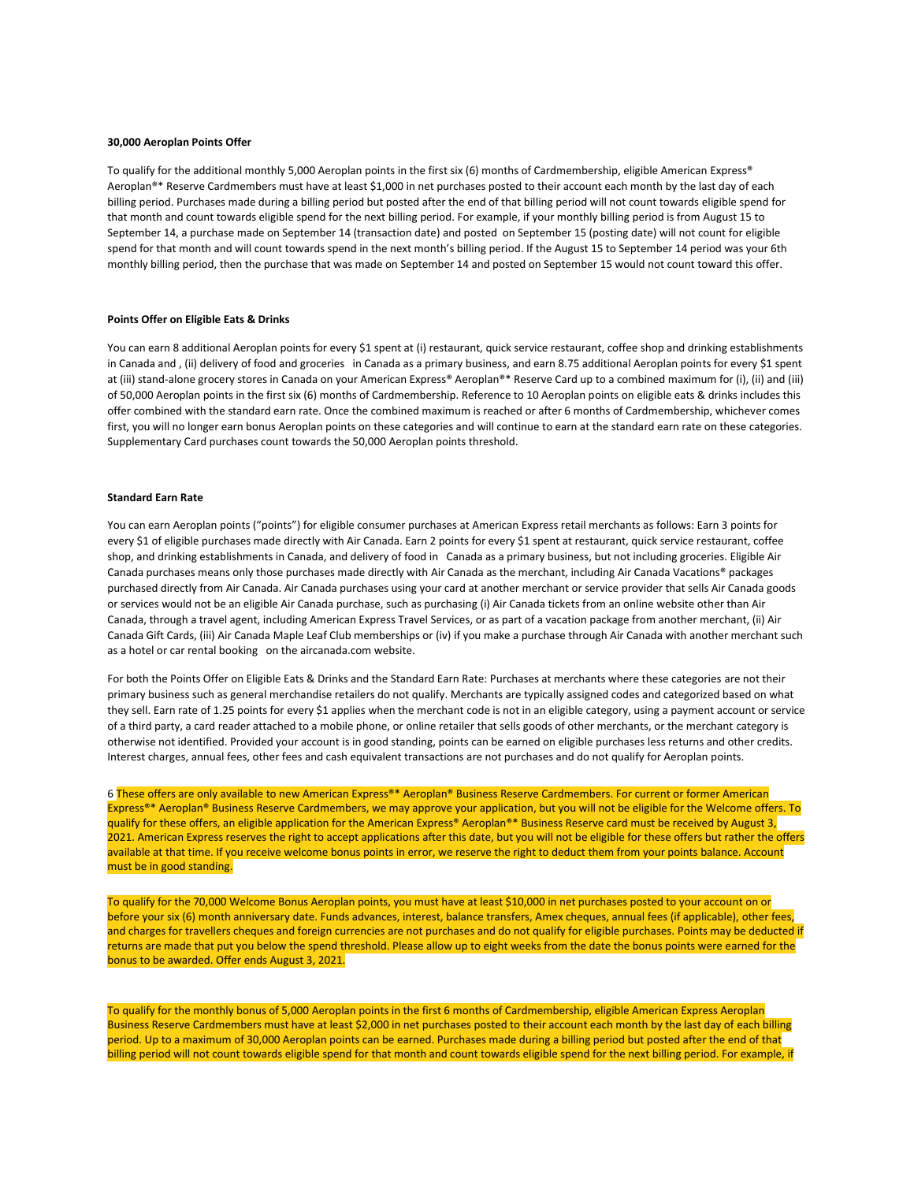**30,000 Aeroplan Points Offer**

To qualify for the additional monthly 5,000 Aeroplan points in the first six (6) months of Cardmembership, eligible American Express® Aeroplan®* Reserve Cardmembers must have at least $1,000 in net purchases posted to their account each month by the last day of each billing period. Purchases made during a billing period but posted after the end of that billing period will not count towards eligible spend for that month and count towards eligible spend for the next billing period. For example, if your monthly billing period is from August 15 to September 14, a purchase made on September 14 (transaction date) and posted on September 15 (posting date) will not count for eligible spend for that month and will count towards spend in the next month's billing period. If the August 15 to September 14 period was your 6th monthly billing period, then the purchase that was made on September 14 and posted on September 15 would not count toward this offer.

**Points Offer on Eligible Eats & Drinks**

You can earn 8 additional Aeroplan points for every $1 spent at (i) restaurant, quick service restaurant, coffee shop and drinking establishments in Canada and , (ii) delivery of food and groceries in Canada as a primary business, and earn 8.75 additional Aeroplan points for every $1 spent at (iii) stand-alone grocery stores in Canada on your American Express® Aeroplan®* Reserve Card up to a combined maximum for (i), (ii) and (iii) of 50,000 Aeroplan points in the first six (6) months of Cardmembership. Reference to 10 Aeroplan points on eligible eats & drinks includes this offer combined with the standard earn rate. Once the combined maximum is reached or after 6 months of Cardmembership, whichever comes first, you will no longer earn bonus Aeroplan points on these categories and will continue to earn at the standard earn rate on these categories. Supplementary Card purchases count towards the 50,000 Aeroplan points threshold.

**Standard Earn Rate**

You can earn Aeroplan points ("points") for eligible consumer purchases at American Express retail merchants as follows: Earn 3 points for every $1 of eligible purchases made directly with Air Canada. Earn 2 points for every $1 spent at restaurant, quick service restaurant, coffee shop, and drinking establishments in Canada, and delivery of food in Canada as a primary business, but not including groceries. Eligible Air Canada purchases means only those purchases made directly with Air Canada as the merchant, including Air Canada Vacations® packages purchased directly from Air Canada. Air Canada purchases using your card at another merchant or service provider that sells Air Canada goods or services would not be an eligible Air Canada purchase, such as purchasing (i) Air Canada tickets from an online website other than Air Canada, through a travel agent, including American Express Travel Services, or as part of a vacation package from another merchant, (ii) Air Canada Gift Cards, (iii) Air Canada Maple Leaf Club memberships or (iv) if you make a purchase through Air Canada with another merchant such as a hotel or car rental booking on the aircanada.com website.

For both the Points Offer on Eligible Eats & Drinks and the Standard Earn Rate: Purchases at merchants where these categories are not their primary business such as general merchandise retailers do not qualify. Merchants are typically assigned codes and categorized based on what they sell. Earn rate of 1.25 points for every $1 applies when the merchant code is not in an eligible category, using a payment account or service of a third party, a card reader attached to a mobile phone, or online retailer that sells goods of other merchants, or the merchant category is otherwise not identified. Provided your account is in good standing, points can be earned on eligible purchases less returns and other credits. Interest charges, annual fees, other fees and cash equivalent transactions are not purchases and do not qualify for Aeroplan points.

6 These offers are only available to new American Express®* Aeroplan® Business Reserve Cardmembers. For current or former American Express®* Aeroplan® Business Reserve Cardmembers, we may approve your application, but you will not be eligible for the Welcome offers. To qualify for these offers, an eligible application for the American Express® Aeroplan®* Business Reserve card must be received by August 3, 2021. American Express reserves the right to accept applications after this date, but you will not be eligible for these offers but rather the offers available at that time. If you receive welcome bonus points in error, we reserve the right to deduct them from your points balance. Account must be in good standing.

To qualify for the 70,000 Welcome Bonus Aeroplan points, you must have at least $10,000 in net purchases posted to your account on or before your six (6) month anniversary date. Funds advances, interest, balance transfers, Amex cheques, annual fees (if applicable), other fees, and charges for travellers cheques and foreign currencies are not purchases and do not qualify for eligible purchases. Points may be deducted if returns are made that put you below the spend threshold. Please allow up to eight weeks from the date the bonus points were earned for the bonus to be awarded. Offer ends August 3, 2021.

To qualify for the monthly bonus of 5,000 Aeroplan points in the first 6 months of Cardmembership, eligible American Express Aeroplan Business Reserve Cardmembers must have at least $2,000 in net purchases posted to their account each month by the last day of each billing period. Up to a maximum of 30,000 Aeroplan points can be earned. Purchases made during a billing period but posted after the end of that billing period will not count towards eligible spend for that month and count towards eligible spend for the next billing period. For example, if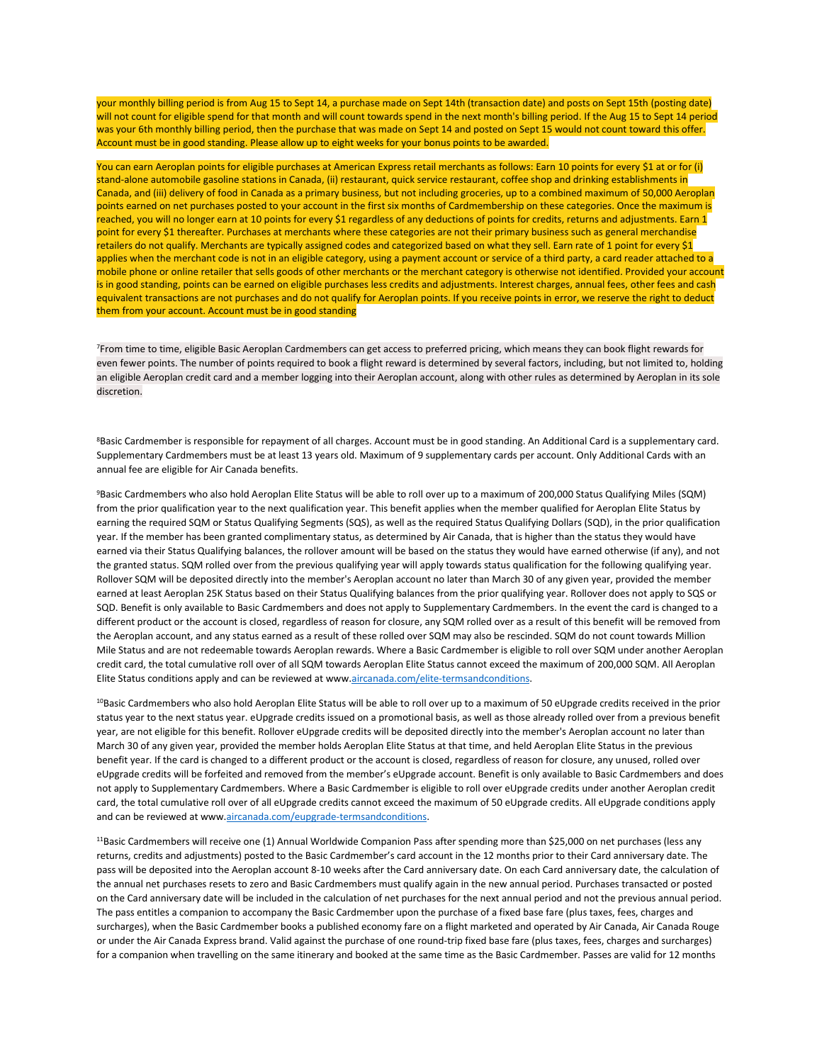your monthly billing period is from Aug 15 to Sept 14, a purchase made on Sept 14th (transaction date) and posts on Sept 15th (posting date) will not count for eligible spend for that month and will count towards spend in the next month's billing period. If the Aug 15 to Sept 14 period was your 6th monthly billing period, then the purchase that was made on Sept 14 and posted on Sept 15 would not count toward this offer. Account must be in good standing. Please allow up to eight weeks for your bonus points to be awarded.

You can earn Aeroplan points for eligible purchases at American Express retail merchants as follows: Earn 10 points for every $1 at or for (i) stand-alone automobile gasoline stations in Canada, (ii) restaurant, quick service restaurant, coffee shop and drinking establishments in Canada, and (iii) delivery of food in Canada as a primary business, but not including groceries, up to a combined maximum of 50,000 Aeroplan points earned on net purchases posted to your account in the first six months of Cardmembership on these categories. Once the maximum is reached, you will no longer earn at 10 points for every $1 regardless of any deductions of points for credits, returns and adjustments. Earn 1 point for every $1 thereafter. Purchases at merchants where these categories are not their primary business such as general merchandise retailers do not qualify. Merchants are typically assigned codes and categorized based on what they sell. Earn rate of 1 point for every $1 applies when the merchant code is not in an eligible category, using a payment account or service of a third party, a card reader attached to a mobile phone or online retailer that sells goods of other merchants or the merchant category is otherwise not identified. Provided your account is in good standing, points can be earned on eligible purchases less credits and adjustments. Interest charges, annual fees, other fees and cash equivalent transactions are not purchases and do not qualify for Aeroplan points. If you receive points in error, we reserve the right to deduct them from your account. Account must be in good standing

[7]From time to time, eligible Basic Aeroplan Cardmembers can get access to preferred pricing, which means they can book flight rewards for even fewer points. The number of points required to book a flight reward is determined by several factors, including, but not limited to, holding an eligible Aeroplan credit card and a member logging into their Aeroplan account, along with other rules as determined by Aeroplan in its sole discretion.

[8]Basic Cardmember is responsible for repayment of all charges. Account must be in good standing. An Additional Card is a supplementary card. Supplementary Cardmembers must be at least 13 years old. Maximum of 9 supplementary cards per account. Only Additional Cards with an annual fee are eligible for Air Canada benefits.

[9]Basic Cardmembers who also hold Aeroplan Elite Status will be able to roll over up to a maximum of 200,000 Status Qualifying Miles (SQM) from the prior qualification year to the next qualification year. This benefit applies when the member qualified for Aeroplan Elite Status by earning the required SQM or Status Qualifying Segments (SQS), as well as the required Status Qualifying Dollars (SQD), in the prior qualification year. If the member has been granted complimentary status, as determined by Air Canada, that is higher than the status they would have earned via their Status Qualifying balances, the rollover amount will be based on the status they would have earned otherwise (if any), and not the granted status. SQM rolled over from the previous qualifying year will apply towards status qualification for the following qualifying year. Rollover SQM will be deposited directly into the member's Aeroplan account no later than March 30 of any given year, provided the member earned at least Aeroplan 25K Status based on their Status Qualifying balances from the prior qualifying year. Rollover does not apply to SQS or SQD. Benefit is only available to Basic Cardmembers and does not apply to Supplementary Cardmembers. In the event the card is changed to a different product or the account is closed, regardless of reason for closure, any SQM rolled over as a result of this benefit will be removed from the Aeroplan account, and any status earned as a result of these rolled over SQM may also be rescinded. SQM do not count towards Million Mile Status and are not redeemable towards Aeroplan rewards. Where a Basic Cardmember is eligible to roll over SQM under another Aeroplan credit card, the total cumulative roll over of all SQM towards Aeroplan Elite Status cannot exceed the maximum of 200,000 SQM. All Aeroplan Elite Status conditions apply and can be reviewed at www.aircanada.com/elite-termsandconditions.

[10]Basic Cardmembers who also hold Aeroplan Elite Status will be able to roll over up to a maximum of 50 eUpgrade credits received in the prior status year to the next status year. eUpgrade credits issued on a promotional basis, as well as those already rolled over from a previous benefit year, are not eligible for this benefit. Rollover eUpgrade credits will be deposited directly into the member's Aeroplan account no later than March 30 of any given year, provided the member holds Aeroplan Elite Status at that time, and held Aeroplan Elite Status in the previous benefit year. If the card is changed to a different product or the account is closed, regardless of reason for closure, any unused, rolled over eUpgrade credits will be forfeited and removed from the member's eUpgrade account. Benefit is only available to Basic Cardmembers and does not apply to Supplementary Cardmembers. Where a Basic Cardmember is eligible to roll over eUpgrade credits under another Aeroplan credit card, the total cumulative roll over of all eUpgrade credits cannot exceed the maximum of 50 eUpgrade credits. All eUpgrade conditions apply and can be reviewed at www.aircanada.com/eupgrade-termsandconditions.

[11]Basic Cardmembers will receive one (1) Annual Worldwide Companion Pass after spending more than $25,000 on net purchases (less any returns, credits and adjustments) posted to the Basic Cardmember's card account in the 12 months prior to their Card anniversary date. The pass will be deposited into the Aeroplan account 8-10 weeks after the Card anniversary date. On each Card anniversary date, the calculation of the annual net purchases resets to zero and Basic Cardmembers must qualify again in the new annual period. Purchases transacted or posted on the Card anniversary date will be included in the calculation of net purchases for the next annual period and not the previous annual period. The pass entitles a companion to accompany the Basic Cardmember upon the purchase of a fixed base fare (plus taxes, fees, charges and surcharges), when the Basic Cardmember books a published economy fare on a flight marketed and operated by Air Canada, Air Canada Rouge or under the Air Canada Express brand. Valid against the purchase of one round-trip fixed base fare (plus taxes, fees, charges and surcharges) for a companion when travelling on the same itinerary and booked at the same time as the Basic Cardmember. Passes are valid for 12 months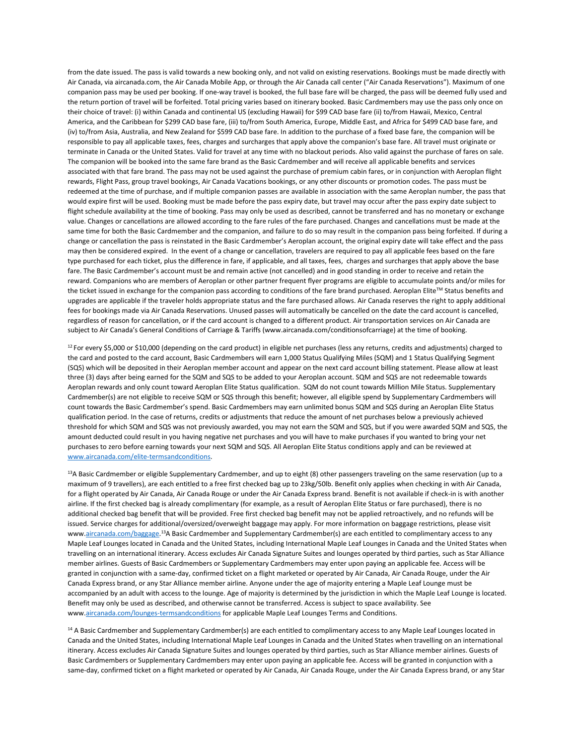from the date issued. The pass is valid towards a new booking only, and not valid on existing reservations. Bookings must be made directly with Air Canada, via aircanada.com, the Air Canada Mobile App, or through the Air Canada call center ("Air Canada Reservations"). Maximum of one companion pass may be used per booking. If one-way travel is booked, the full base fare will be charged, the pass will be deemed fully used and the return portion of travel will be forfeited. Total pricing varies based on itinerary booked. Basic Cardmembers may use the pass only once on their choice of travel: (i) within Canada and continental US (excluding Hawaii) for $99 CAD base fare (ii) to/from Hawaii, Mexico, Central America, and the Caribbean for $299 CAD base fare, (iii) to/from South America, Europe, Middle East, and Africa for $499 CAD base fare, and (iv) to/from Asia, Australia, and New Zealand for $599 CAD base fare. In addition to the purchase of a fixed base fare, the companion will be responsible to pay all applicable taxes, fees, charges and surcharges that apply above the companion's base fare. All travel must originate or terminate in Canada or the United States. Valid for travel at any time with no blackout periods. Also valid against the purchase of fares on sale. The companion will be booked into the same fare brand as the Basic Cardmember and will receive all applicable benefits and services associated with that fare brand. The pass may not be used against the purchase of premium cabin fares, or in conjunction with Aeroplan flight rewards, Flight Pass, group travel bookings, Air Canada Vacations bookings, or any other discounts or promotion codes. The pass must be redeemed at the time of purchase, and if multiple companion passes are available in association with the same Aeroplan number, the pass that would expire first will be used. Booking must be made before the pass expiry date, but travel may occur after the pass expiry date subject to flight schedule availability at the time of booking. Pass may only be used as described, cannot be transferred and has no monetary or exchange value. Changes or cancellations are allowed according to the fare rules of the fare purchased. Changes and cancellations must be made at the same time for both the Basic Cardmember and the companion, and failure to do so may result in the companion pass being forfeited. If during a change or cancellation the pass is reinstated in the Basic Cardmember's Aeroplan account, the original expiry date will take effect and the pass may then be considered expired. In the event of a change or cancellation, travelers are required to pay all applicable fees based on the fare type purchased for each ticket, plus the difference in fare, if applicable, and all taxes, fees, charges and surcharges that apply above the base fare. The Basic Cardmember's account must be and remain active (not cancelled) and in good standing in order to receive and retain the reward. Companions who are members of Aeroplan or other partner frequent flyer programs are eligible to accumulate points and/or miles for the ticket issued in exchange for the companion pass according to conditions of the fare brand purchased. Aeroplan Elite™ Status benefits and upgrades are applicable if the traveler holds appropriate status and the fare purchased allows. Air Canada reserves the right to apply additional fees for bookings made via Air Canada Reservations. Unused passes will automatically be cancelled on the date the card account is cancelled, regardless of reason for cancellation, or if the card account is changed to a different product. Air transportation services on Air Canada are subject to Air Canada's General Conditions of Carriage & Tariffs (www.aircanada.com/conditionsofcarriage) at the time of booking.

[12] For every $5,000 or $10,000 (depending on the card product) in eligible net purchases (less any returns, credits and adjustments) charged to the card and posted to the card account, Basic Cardmembers will earn 1,000 Status Qualifying Miles (SQM) and 1 Status Qualifying Segment (SQS) which will be deposited in their Aeroplan member account and appear on the next card account billing statement. Please allow at least three (3) days after being earned for the SQM and SQS to be added to your Aeroplan account. SQM and SQS are not redeemable towards Aeroplan rewards and only count toward Aeroplan Elite Status qualification. SQM do not count towards Million Mile Status. Supplementary Cardmember(s) are not eligible to receive SQM or SQS through this benefit; however, all eligible spend by Supplementary Cardmembers will count towards the Basic Cardmember's spend. Basic Cardmembers may earn unlimited bonus SQM and SQS during an Aeroplan Elite Status qualification period. In the case of returns, credits or adjustments that reduce the amount of net purchases below a previously achieved threshold for which SQM and SQS was not previously awarded, you may not earn the SQM and SQS, but if you were awarded SQM and SQS, the amount deducted could result in you having negative net purchases and you will have to make purchases if you wanted to bring your net purchases to zero before earning towards your next SQM and SQS. All Aeroplan Elite Status conditions apply and can be reviewed at www.aircanada.com/elite-termsandconditions.

[13]A Basic Cardmember or eligible Supplementary Cardmember, and up to eight (8) other passengers traveling on the same reservation (up to a maximum of 9 travellers), are each entitled to a free first checked bag up to 23kg/50lb. Benefit only applies when checking in with Air Canada, for a flight operated by Air Canada, Air Canada Rouge or under the Air Canada Express brand. Benefit is not available if check-in is with another airline. If the first checked bag is already complimentary (for example, as a result of Aeroplan Elite Status or fare purchased), there is no additional checked bag benefit that will be provided. Free first checked bag benefit may not be applied retroactively, and no refunds will be issued. Service charges for additional/oversized/overweight baggage may apply. For more information on baggage restrictions, please visit www.aircanada.com/baggage.[13]A Basic Cardmember and Supplementary Cardmember(s) are each entitled to complimentary access to any Maple Leaf Lounges located in Canada and the United States, including International Maple Leaf Lounges in Canada and the United States when travelling on an international itinerary. Access excludes Air Canada Signature Suites and lounges operated by third parties, such as Star Alliance member airlines. Guests of Basic Cardmembers or Supplementary Cardmembers may enter upon paying an applicable fee. Access will be granted in conjunction with a same-day, confirmed ticket on a flight marketed or operated by Air Canada, Air Canada Rouge, under the Air Canada Express brand, or any Star Alliance member airline. Anyone under the age of majority entering a Maple Leaf Lounge must be accompanied by an adult with access to the lounge. Age of majority is determined by the jurisdiction in which the Maple Leaf Lounge is located. Benefit may only be used as described, and otherwise cannot be transferred. Access is subject to space availability. See www.aircanada.com/lounges-termsandconditions for applicable Maple Leaf Lounges Terms and Conditions.

[14] A Basic Cardmember and Supplementary Cardmember(s) are each entitled to complimentary access to any Maple Leaf Lounges located in Canada and the United States, including International Maple Leaf Lounges in Canada and the United States when travelling on an international itinerary. Access excludes Air Canada Signature Suites and lounges operated by third parties, such as Star Alliance member airlines. Guests of Basic Cardmembers or Supplementary Cardmembers may enter upon paying an applicable fee. Access will be granted in conjunction with a same-day, confirmed ticket on a flight marketed or operated by Air Canada, Air Canada Rouge, under the Air Canada Express brand, or any Star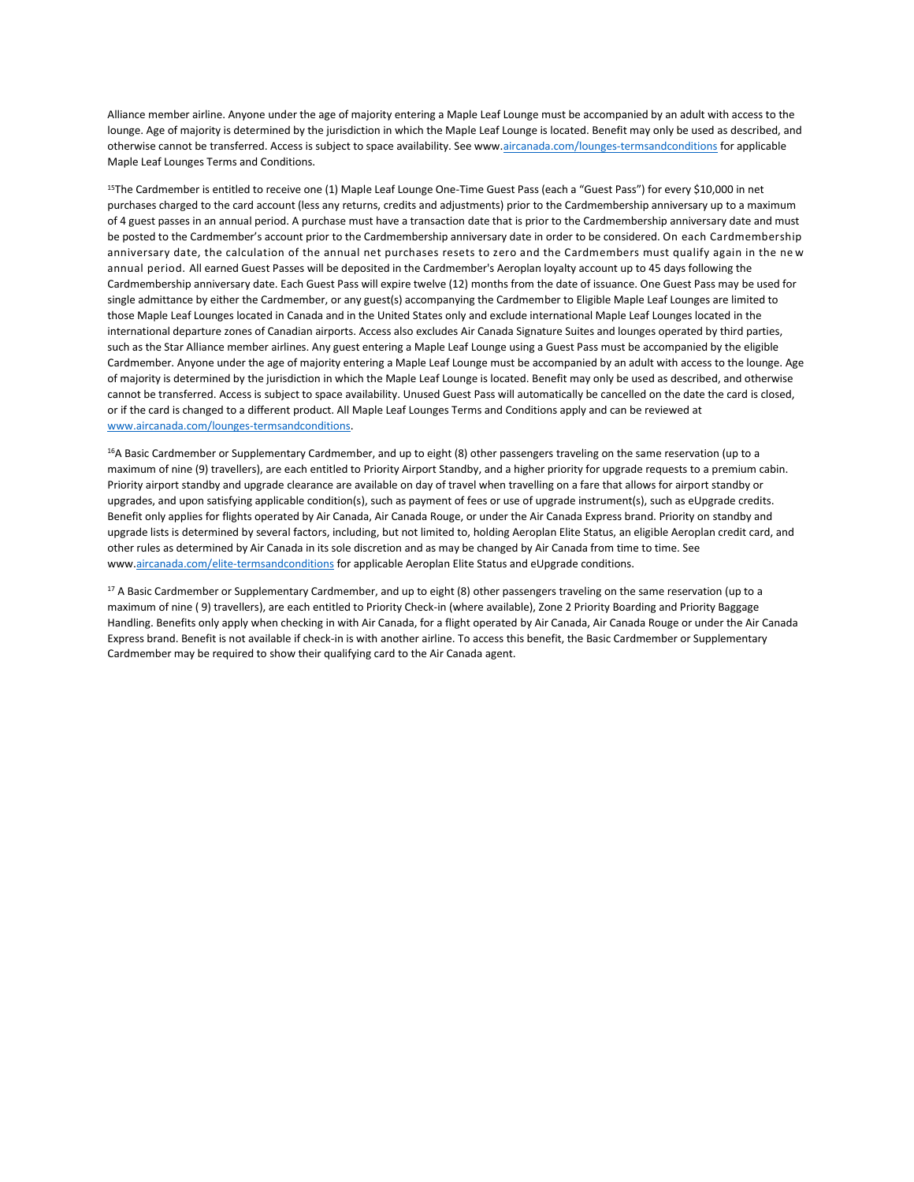Alliance member airline. Anyone under the age of majority entering a Maple Leaf Lounge must be accompanied by an adult with access to the lounge. Age of majority is determined by the jurisdiction in which the Maple Leaf Lounge is located. Benefit may only be used as described, and otherwise cannot be transferred. Access is subject to space availability. See www.aircanada.com/lounges-termsandconditions for applicable Maple Leaf Lounges Terms and Conditions.

[15]The Cardmember is entitled to receive one (1) Maple Leaf Lounge One-Time Guest Pass (each a "Guest Pass") for every $10,000 in net purchases charged to the card account (less any returns, credits and adjustments) prior to the Cardmembership anniversary up to a maximum of 4 guest passes in an annual period. A purchase must have a transaction date that is prior to the Cardmembership anniversary date and must be posted to the Cardmember's account prior to the Cardmembership anniversary date in order to be considered. On each Cardmembership anniversary date, the calculation of the annual net purchases resets to zero and the Cardmembers must qualify again in the new annual period. All earned Guest Passes will be deposited in the Cardmember's Aeroplan loyalty account up to 45 days following the Cardmembership anniversary date. Each Guest Pass will expire twelve (12) months from the date of issuance. One Guest Pass may be used for single admittance by either the Cardmember, or any guest(s) accompanying the Cardmember to Eligible Maple Leaf Lounges are limited to those Maple Leaf Lounges located in Canada and in the United States only and exclude international Maple Leaf Lounges located in the international departure zones of Canadian airports. Access also excludes Air Canada Signature Suites and lounges operated by third parties, such as the Star Alliance member airlines. Any guest entering a Maple Leaf Lounge using a Guest Pass must be accompanied by the eligible Cardmember. Anyone under the age of majority entering a Maple Leaf Lounge must be accompanied by an adult with access to the lounge. Age of majority is determined by the jurisdiction in which the Maple Leaf Lounge is located. Benefit may only be used as described, and otherwise cannot be transferred. Access is subject to space availability. Unused Guest Pass will automatically be cancelled on the date the card is closed, or if the card is changed to a different product. All Maple Leaf Lounges Terms and Conditions apply and can be reviewed at www.aircanada.com/lounges-termsandconditions.

[16]A Basic Cardmember or Supplementary Cardmember, and up to eight (8) other passengers traveling on the same reservation (up to a maximum of nine (9) travellers), are each entitled to Priority Airport Standby, and a higher priority for upgrade requests to a premium cabin. Priority airport standby and upgrade clearance are available on day of travel when travelling on a fare that allows for airport standby or upgrades, and upon satisfying applicable condition(s), such as payment of fees or use of upgrade instrument(s), such as eUpgrade credits. Benefit only applies for flights operated by Air Canada, Air Canada Rouge, or under the Air Canada Express brand. Priority on standby and upgrade lists is determined by several factors, including, but not limited to, holding Aeroplan Elite Status, an eligible Aeroplan credit card, and other rules as determined by Air Canada in its sole discretion and as may be changed by Air Canada from time to time. See www.aircanada.com/elite-termsandconditions for applicable Aeroplan Elite Status and eUpgrade conditions.

[17] A Basic Cardmember or Supplementary Cardmember, and up to eight (8) other passengers traveling on the same reservation (up to a maximum of nine ( 9) travellers), are each entitled to Priority Check-in (where available), Zone 2 Priority Boarding and Priority Baggage Handling. Benefits only apply when checking in with Air Canada, for a flight operated by Air Canada, Air Canada Rouge or under the Air Canada Express brand. Benefit is not available if check-in is with another airline. To access this benefit, the Basic Cardmember or Supplementary Cardmember may be required to show their qualifying card to the Air Canada agent.